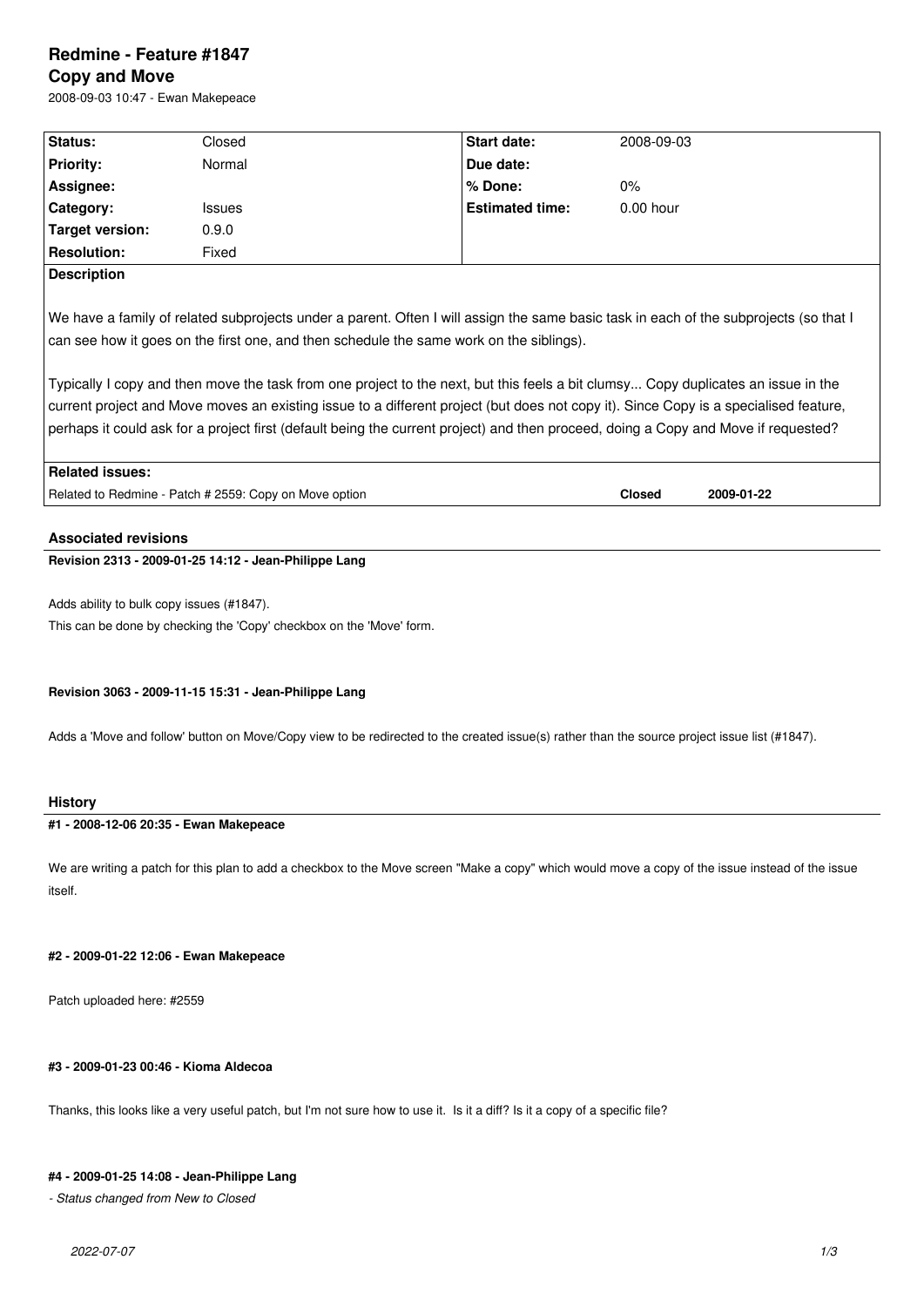# Redmine - Feature #1847

## Copy and Move

2008-09-03 10:47 - Ewan Makepeace

| Status: | Closed | Start date: | 2008-09-03 |
|---|---|---|---|
| Priority: | Normal | Due date: | |
| Assignee: | | % Done: | 0% |
| Category: | Issues | Estimated time: | 0.00 hour |
| Target version: | 0.9.0 | | |
| Resolution: | Fixed | | |

**Description**

We have a family of related subprojects under a parent. Often I will assign the same basic task in each of the subprojects (so that I can see how it goes on the first one, and then schedule the same work on the siblings).

Typically I copy and then move the task from one project to the next, but this feels a bit clumsy... Copy duplicates an issue in the current project and Move moves an existing issue to a different project (but does not copy it). Since Copy is a specialised feature, perhaps it could ask for a project first (default being the current project) and then proceed, doing a Copy and Move if requested?

**Related issues:**

| | | |
|---|---|---|
| Related to Redmine - Patch # 2559: Copy on Move option | Closed | 2009-01-22 |

### Associated revisions

**Revision 2313 - 2009-01-25 14:12 - Jean-Philippe Lang**

Adds ability to bulk copy issues (#1847).
This can be done by checking the 'Copy' checkbox on the 'Move' form.

**Revision 3063 - 2009-11-15 15:31 - Jean-Philippe Lang**

Adds a 'Move and follow' button on Move/Copy view to be redirected to the created issue(s) rather than the source project issue list (#1847).

### History

**#1 - 2008-12-06 20:35 - Ewan Makepeace**

We are writing a patch for this plan to add a checkbox to the Move screen "Make a copy" which would move a copy of the issue instead of the issue itself.

**#2 - 2009-01-22 12:06 - Ewan Makepeace**

Patch uploaded here: #2559

**#3 - 2009-01-23 00:46 - Kioma Aldecoa**

Thanks, this looks like a very useful patch, but I'm not sure how to use it. Is it a diff? Is it a copy of a specific file?

**#4 - 2009-01-25 14:08 - Jean-Philippe Lang**

*- Status changed from New to Closed*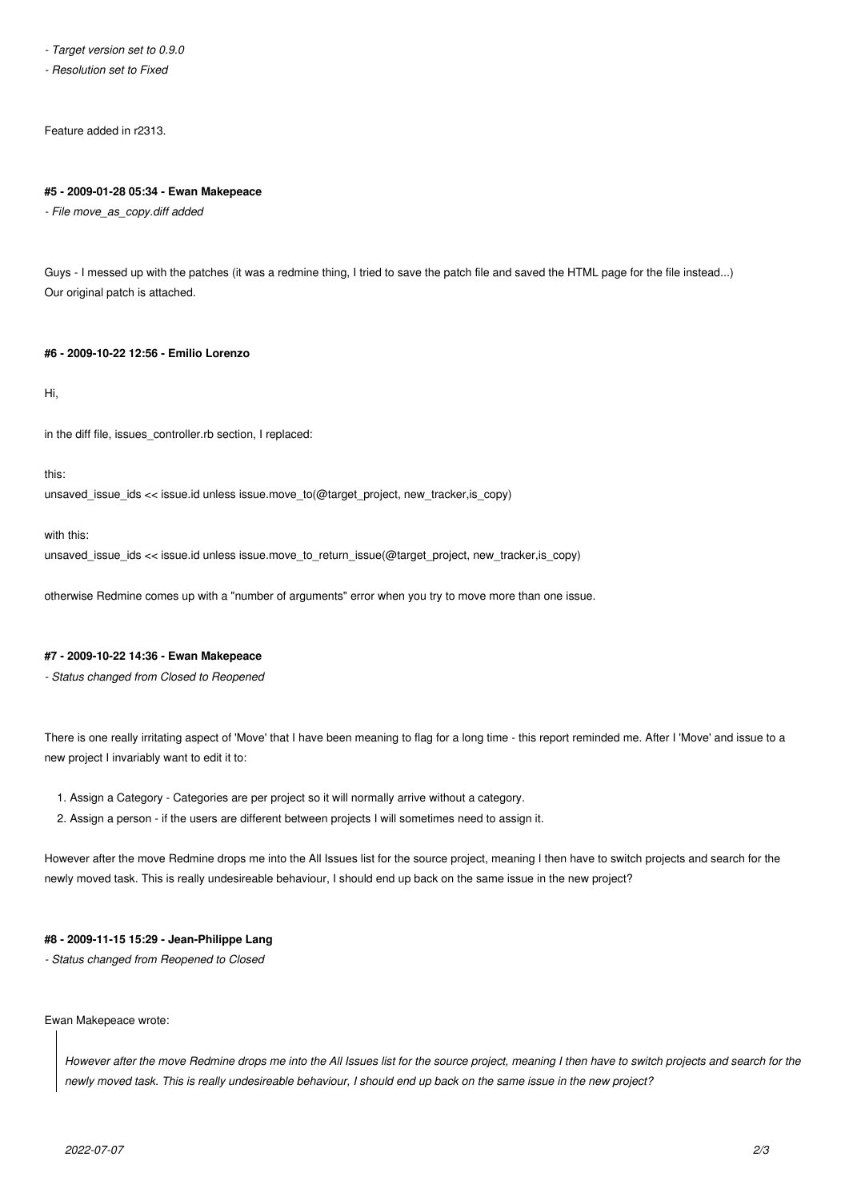*- Target version set to 0.9.0*

*- Resolution set to Fixed*

Feature added in r2313.

#### #5 - 2009-01-28 05:34 - Ewan Makepeace

*- File move_as_copy.diff added*

Guys - I messed up with the patches (it was a redmine thing, I tried to save the patch file and saved the HTML page for the file instead...)
Our original patch is attached.

#### #6 - 2009-10-22 12:56 - Emilio Lorenzo

Hi,

in the diff file, issues_controller.rb section, I replaced:

this:
unsaved_issue_ids << issue.id unless issue.move_to(@target_project, new_tracker,is_copy)

with this:
unsaved_issue_ids << issue.id unless issue.move_to_return_issue(@target_project, new_tracker,is_copy)

otherwise Redmine comes up with a "number of arguments" error when you try to move more than one issue.

#### #7 - 2009-10-22 14:36 - Ewan Makepeace

*- Status changed from Closed to Reopened*

There is one really irritating aspect of 'Move' that I have been meaning to flag for a long time - this report reminded me. After I 'Move' and issue to a new project I invariably want to edit it to:

1. Assign a Category - Categories are per project so it will normally arrive without a category.
2. Assign a person - if the users are different between projects I will sometimes need to assign it.

However after the move Redmine drops me into the All Issues list for the source project, meaning I then have to switch projects and search for the newly moved task. This is really undesireable behaviour, I should end up back on the same issue in the new project?

#### #8 - 2009-11-15 15:29 - Jean-Philippe Lang

*- Status changed from Reopened to Closed*

Ewan Makepeace wrote:

> *However after the move Redmine drops me into the All Issues list for the source project, meaning I then have to switch projects and search for the newly moved task. This is really undesireable behaviour, I should end up back on the same issue in the new project?*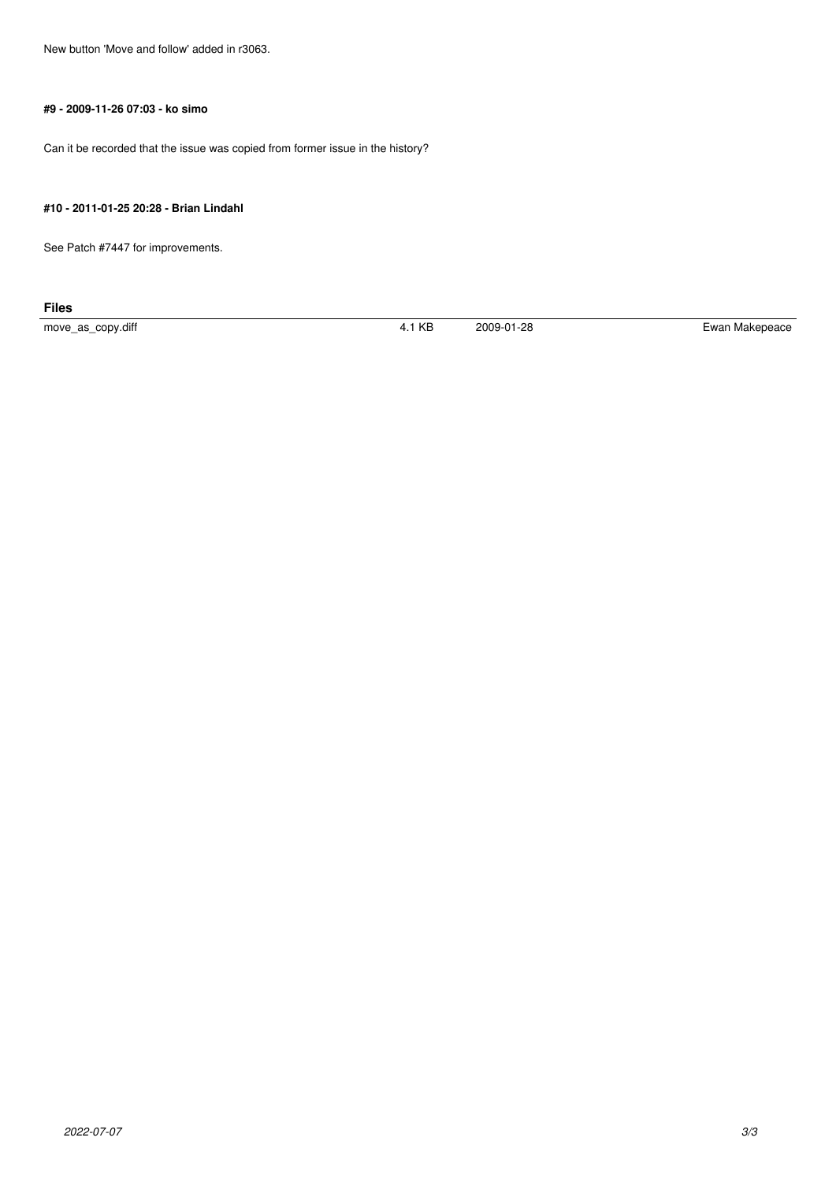New button 'Move and follow' added in r3063.

#### #9 - 2009-11-26 07:03 - ko simo

Can it be recorded that the issue was copied from former issue in the history?

#### #10 - 2011-01-25 20:28 - Brian Lindahl

See Patch #7447 for improvements.

### Files

| | | | |
|---|---|---|---|
| move_as_copy.diff | 4.1 KB | 2009-01-28 | Ewan Makepeace |